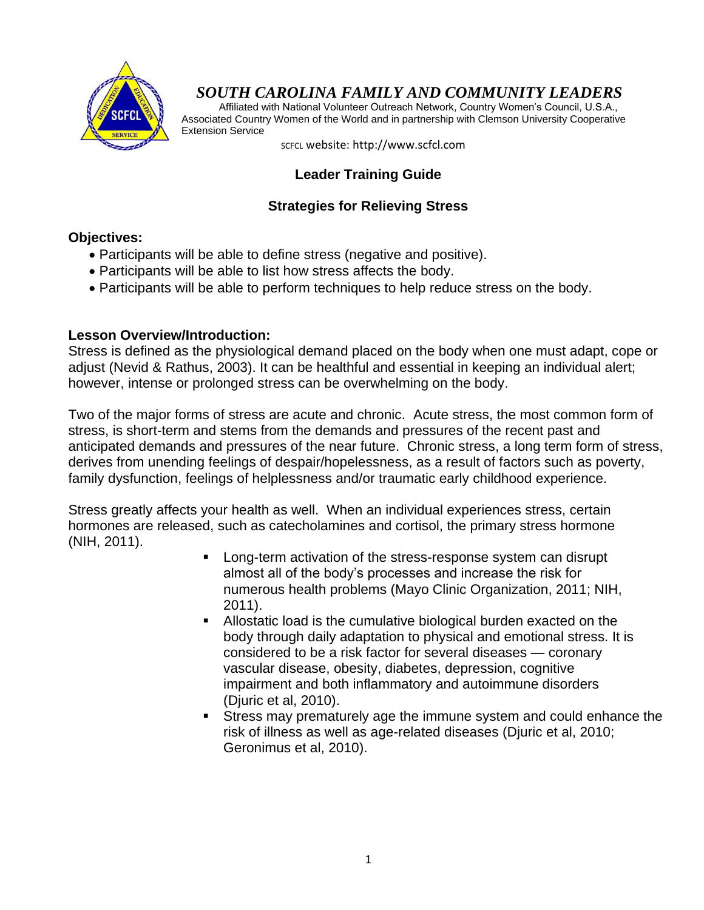# *SOUTH CAROLINA FAMILY AND COMMUNITY LEADERS*

Affiliated with National Volunteer Outreach Network, Country Women's Council, U.S.A., Associated Country Women of the World and in partnership with Clemson University Cooperative Extension Service

SCFCL website: http://www.scfcl.com

## Leader Training Guide

## Strategies for Relieving Stress

**Objectives:**

- Participants will be able to define stress (negative and positive).
- Participants will be able to list how stress affects the body.
- Participants will be able to perform techniques to help reduce stress on the body.

**Lesson Overview/Introduction:**

Stress is defined as the physiological demand placed on the body when one must adapt, cope or adjust (Nevid & Rathus, 2003). It can be healthful and essential in keeping an individual alert; however, intense or prolonged stress can be overwhelming on the body.

Two of the major forms of stress are acute and chronic. Acute stress, the most common form of stress, is short-term and stems from the demands and pressures of the recent past and anticipated demands and pressures of the near future. Chronic stress, a long term form of stress, derives from unending feelings of despair/hopelessness, as a result of factors such as poverty, family dysfunction, feelings of helplessness and/or traumatic early childhood experience.

Stress greatly affects your health as well. When an individual experiences stress, certain hormones are released, such as catecholamines and cortisol, the primary stress hormone (NIH, 2011).

- Long-term activation of the stress-response system can disrupt almost all of the body's processes and increase the risk for numerous health problems (Mayo Clinic Organization, 2011; NIH, 2011).
- Allostatic load is the cumulative biological burden exacted on the body through daily adaptation to physical and emotional stress. It is considered to be a risk factor for several diseases — coronary vascular disease, obesity, diabetes, depression, cognitive impairment and both inflammatory and autoimmune disorders (Djuric et al, 2010).
- Stress may prematurely age the immune system and could enhance the risk of illness as well as age-related diseases (Djuric et al, 2010; Geronimus et al, 2010).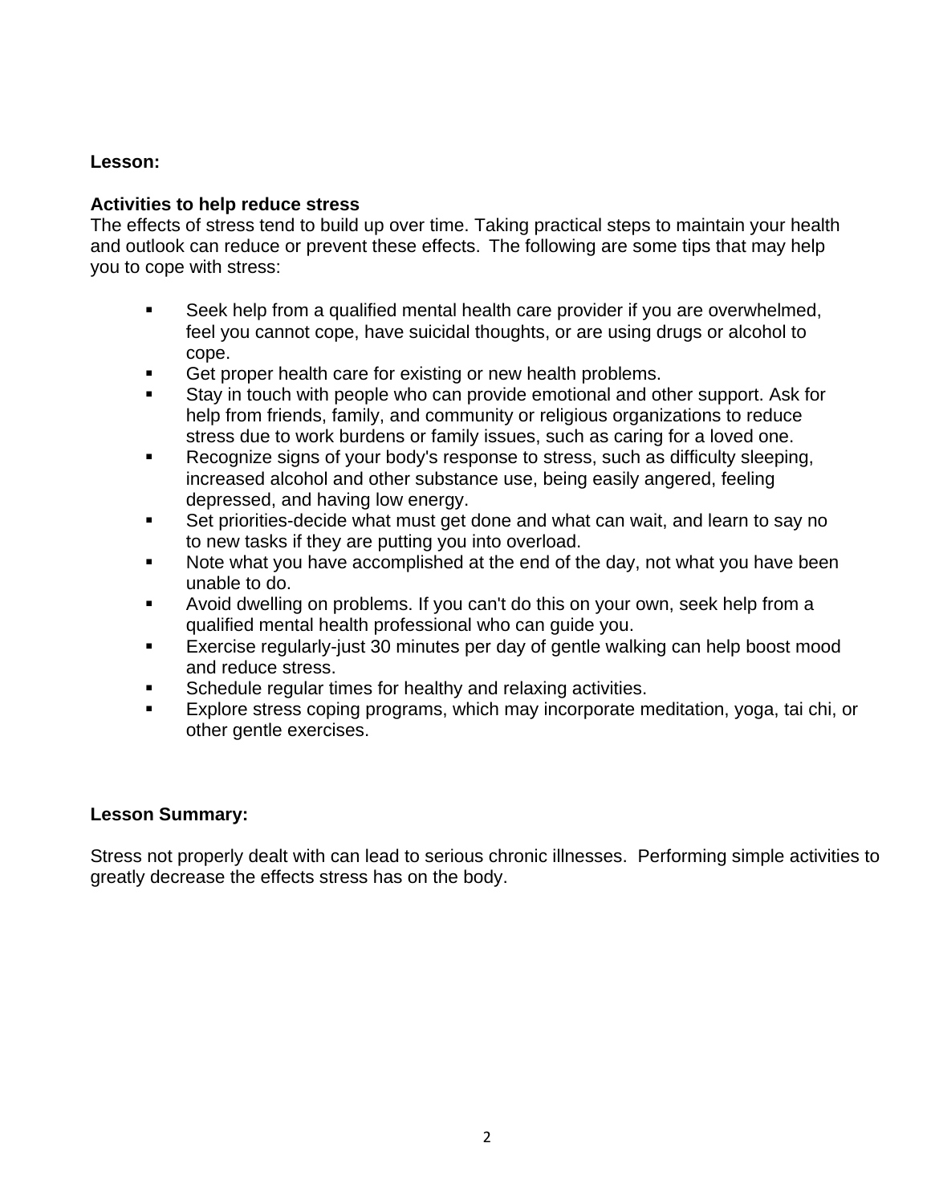**Lesson:**

**Activities to help reduce stress**

The effects of stress tend to build up over time. Taking practical steps to maintain your health and outlook can reduce or prevent these effects. The following are some tips that may help you to cope with stress:

- Seek help from a qualified mental health care provider if you are overwhelmed, feel you cannot cope, have suicidal thoughts, or are using drugs or alcohol to cope.
- Get proper health care for existing or new health problems.
- Stay in touch with people who can provide emotional and other support. Ask for help from friends, family, and community or religious organizations to reduce stress due to work burdens or family issues, such as caring for a loved one.
- Recognize signs of your body's response to stress, such as difficulty sleeping, increased alcohol and other substance use, being easily angered, feeling depressed, and having low energy.
- Set priorities-decide what must get done and what can wait, and learn to say no to new tasks if they are putting you into overload.
- Note what you have accomplished at the end of the day, not what you have been unable to do.
- Avoid dwelling on problems. If you can't do this on your own, seek help from a qualified mental health professional who can guide you.
- Exercise regularly-just 30 minutes per day of gentle walking can help boost mood and reduce stress.
- Schedule regular times for healthy and relaxing activities.
- Explore stress coping programs, which may incorporate meditation, yoga, tai chi, or other gentle exercises.

**Lesson Summary:**

Stress not properly dealt with can lead to serious chronic illnesses. Performing simple activities to greatly decrease the effects stress has on the body.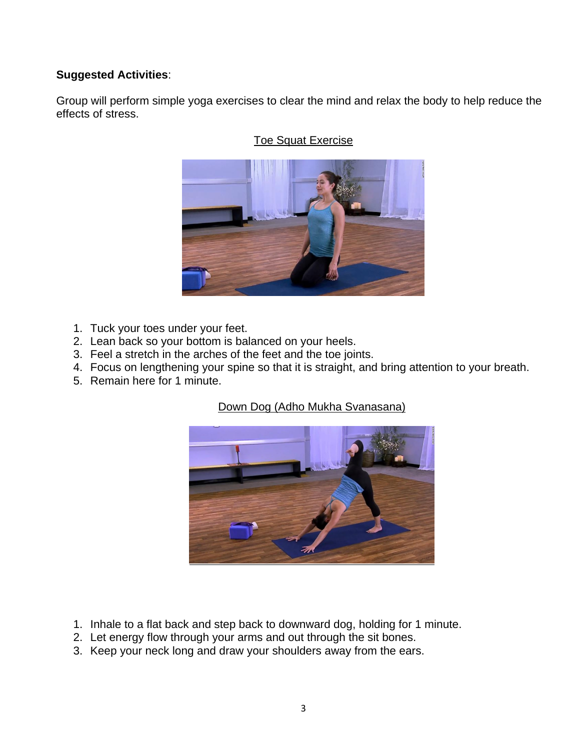**Suggested Activities**:

Group will perform simple yoga exercises to clear the mind and relax the body to help reduce the effects of stress.

Toe Squat Exercise

1. Tuck your toes under your feet.
2. Lean back so your bottom is balanced on your heels.
3. Feel a stretch in the arches of the feet and the toe joints.
4. Focus on lengthening your spine so that it is straight, and bring attention to your breath.
5. Remain here for 1 minute.

Down Dog (Adho Mukha Svanasana)

1. Inhale to a flat back and step back to downward dog, holding for 1 minute.
2. Let energy flow through your arms and out through the sit bones.
3. Keep your neck long and draw your shoulders away from the ears.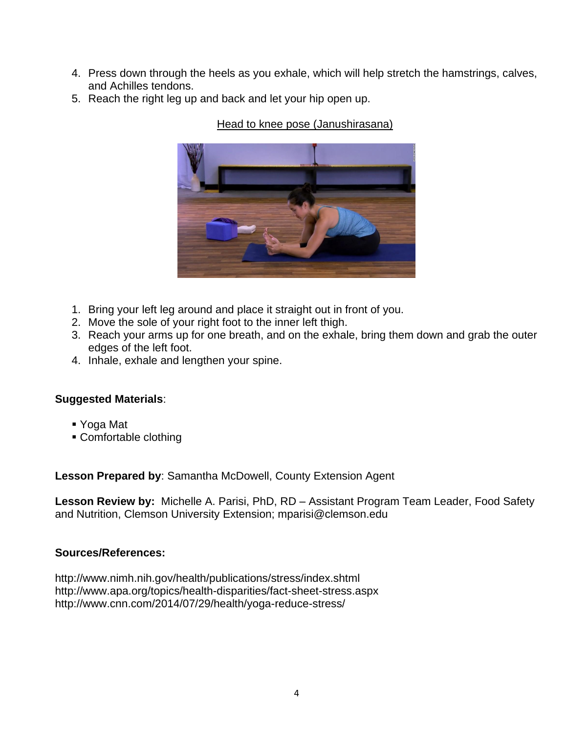4. Press down through the heels as you exhale, which will help stretch the hamstrings, calves, and Achilles tendons.
5. Reach the right leg up and back and let your hip open up.

Head to knee pose (Janushirasana)

1. Bring your left leg around and place it straight out in front of you.
2. Move the sole of your right foot to the inner left thigh.
3. Reach your arms up for one breath, and on the exhale, bring them down and grab the outer edges of the left foot.
4. Inhale, exhale and lengthen your spine.

**Suggested Materials**:

- Yoga Mat
- Comfortable clothing

**Lesson Prepared by**: Samantha McDowell, County Extension Agent

**Lesson Review by:** Michelle A. Parisi, PhD, RD – Assistant Program Team Leader, Food Safety and Nutrition, Clemson University Extension; mparisi@clemson.edu

**Sources/References:**

http://www.nimh.nih.gov/health/publications/stress/index.shtml
http://www.apa.org/topics/health-disparities/fact-sheet-stress.aspx
http://www.cnn.com/2014/07/29/health/yoga-reduce-stress/